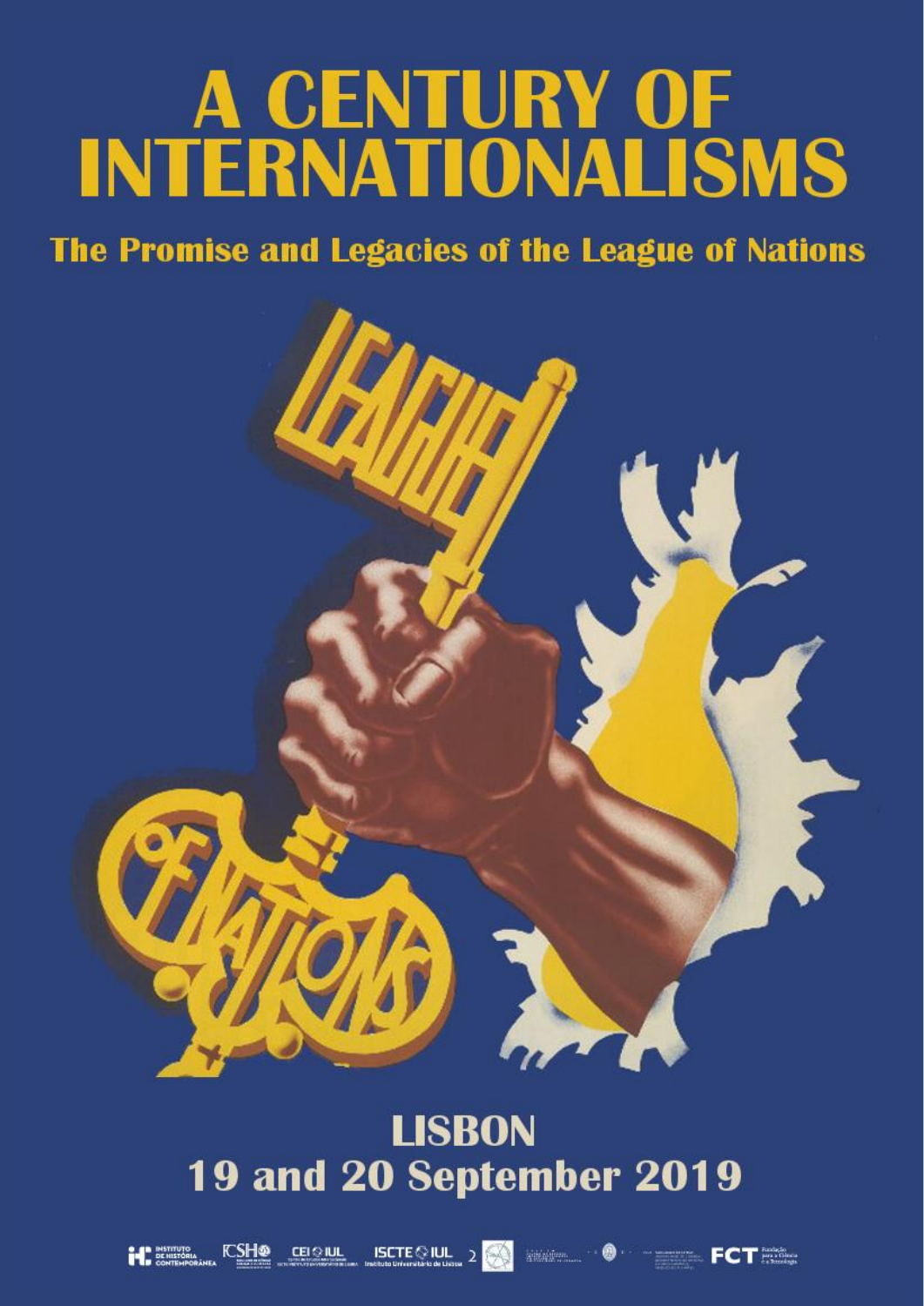# A CENTURY OF INTERNATIONALISMS

## The Promise and Legacies of the League of Nations

LEAGUE OF NATIONS

## LISBON
## 19 and 20 September 2019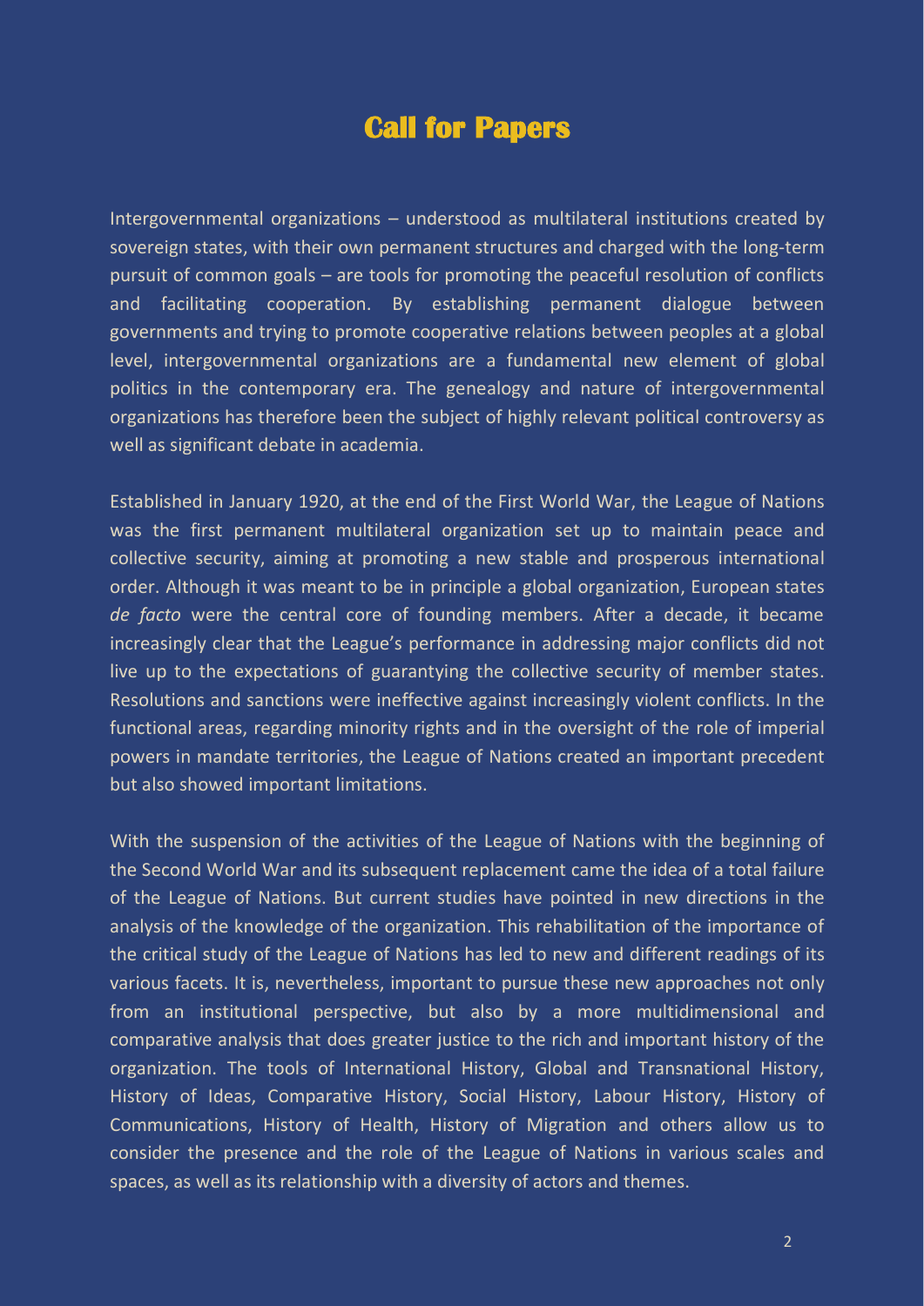# Call for Papers

Intergovernmental organizations – understood as multilateral institutions created by sovereign states, with their own permanent structures and charged with the long-term pursuit of common goals – are tools for promoting the peaceful resolution of conflicts and facilitating cooperation. By establishing permanent dialogue between governments and trying to promote cooperative relations between peoples at a global level, intergovernmental organizations are a fundamental new element of global politics in the contemporary era. The genealogy and nature of intergovernmental organizations has therefore been the subject of highly relevant political controversy as well as significant debate in academia.

Established in January 1920, at the end of the First World War, the League of Nations was the first permanent multilateral organization set up to maintain peace and collective security, aiming at promoting a new stable and prosperous international order. Although it was meant to be in principle a global organization, European states *de facto* were the central core of founding members. After a decade, it became increasingly clear that the League's performance in addressing major conflicts did not live up to the expectations of guarantying the collective security of member states. Resolutions and sanctions were ineffective against increasingly violent conflicts. In the functional areas, regarding minority rights and in the oversight of the role of imperial powers in mandate territories, the League of Nations created an important precedent but also showed important limitations.

With the suspension of the activities of the League of Nations with the beginning of the Second World War and its subsequent replacement came the idea of a total failure of the League of Nations. But current studies have pointed in new directions in the analysis of the knowledge of the organization. This rehabilitation of the importance of the critical study of the League of Nations has led to new and different readings of its various facets. It is, nevertheless, important to pursue these new approaches not only from an institutional perspective, but also by a more multidimensional and comparative analysis that does greater justice to the rich and important history of the organization. The tools of International History, Global and Transnational History, History of Ideas, Comparative History, Social History, Labour History, History of Communications, History of Health, History of Migration and others allow us to consider the presence and the role of the League of Nations in various scales and spaces, as well as its relationship with a diversity of actors and themes.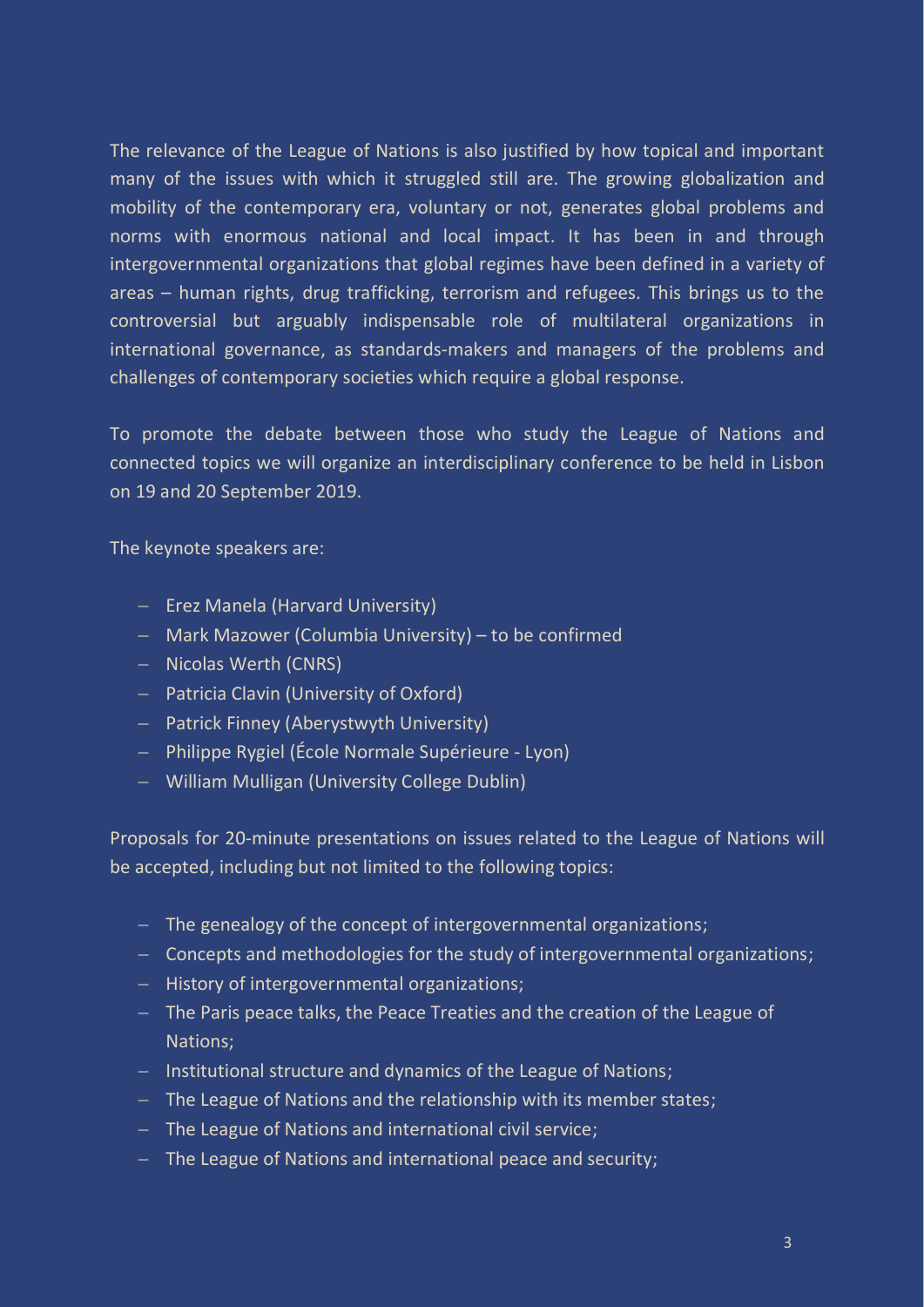The relevance of the League of Nations is also justified by how topical and important many of the issues with which it struggled still are. The growing globalization and mobility of the contemporary era, voluntary or not, generates global problems and norms with enormous national and local impact. It has been in and through intergovernmental organizations that global regimes have been defined in a variety of areas – human rights, drug trafficking, terrorism and refugees. This brings us to the controversial but arguably indispensable role of multilateral organizations in international governance, as standards-makers and managers of the problems and challenges of contemporary societies which require a global response.

To promote the debate between those who study the League of Nations and connected topics we will organize an interdisciplinary conference to be held in Lisbon on 19 and 20 September 2019.

The keynote speakers are:

- Erez Manela (Harvard University)
- Mark Mazower (Columbia University) – to be confirmed
- Nicolas Werth (CNRS)
- Patricia Clavin (University of Oxford)
- Patrick Finney (Aberystwyth University)
- Philippe Rygiel (École Normale Supérieure - Lyon)
- William Mulligan (University College Dublin)

Proposals for 20-minute presentations on issues related to the League of Nations will be accepted, including but not limited to the following topics:

- The genealogy of the concept of intergovernmental organizations;
- Concepts and methodologies for the study of intergovernmental organizations;
- History of intergovernmental organizations;
- The Paris peace talks, the Peace Treaties and the creation of the League of Nations;
- Institutional structure and dynamics of the League of Nations;
- The League of Nations and the relationship with its member states;
- The League of Nations and international civil service;
- The League of Nations and international peace and security;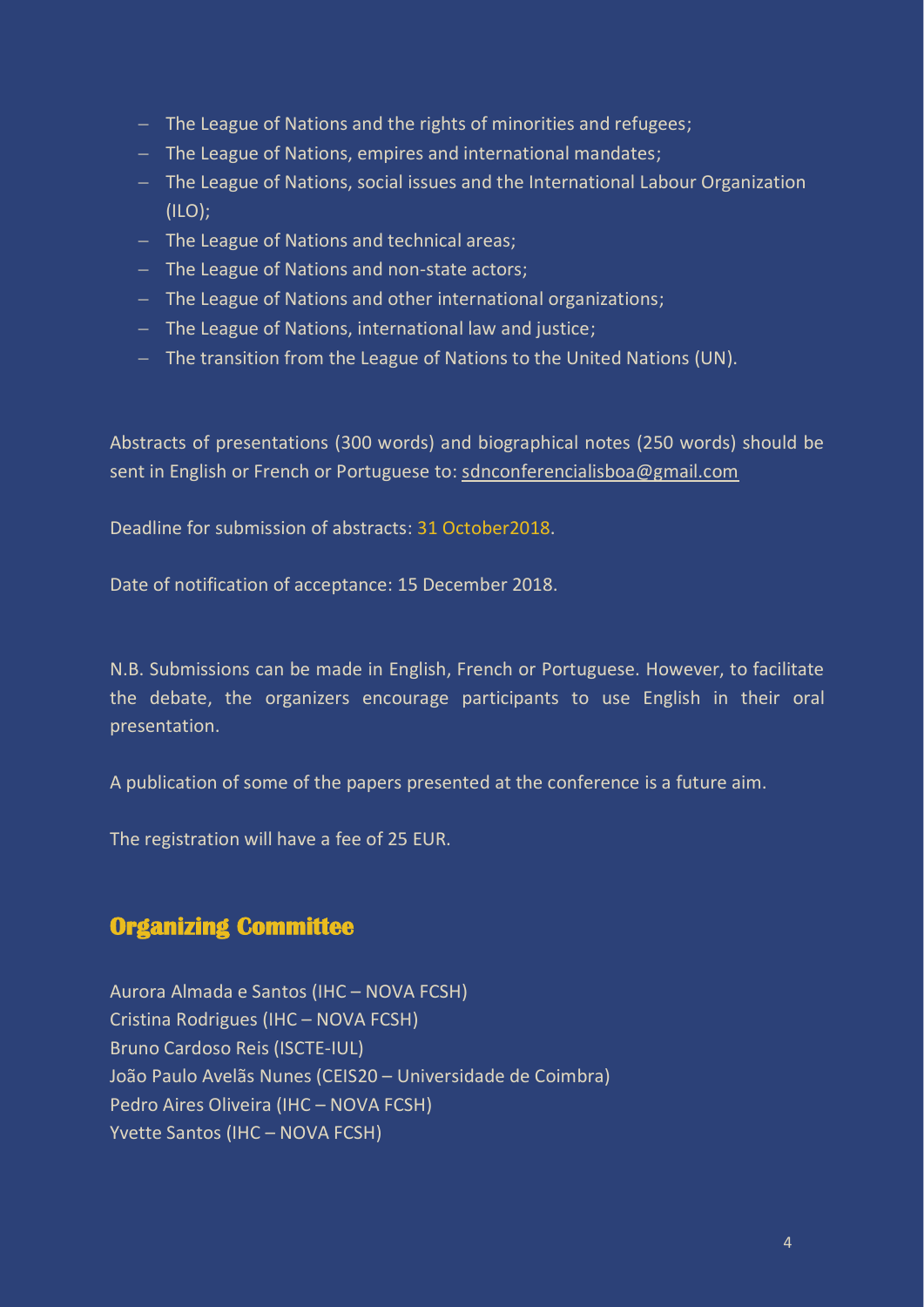- The League of Nations and the rights of minorities and refugees;
- The League of Nations, empires and international mandates;
- The League of Nations, social issues and the International Labour Organization (ILO);
- The League of Nations and technical areas;
- The League of Nations and non-state actors;
- The League of Nations and other international organizations;
- The League of Nations, international law and justice;
- The transition from the League of Nations to the United Nations (UN).

Abstracts of presentations (300 words) and biographical notes (250 words) should be sent in English or French or Portuguese to: sdnconferencialisboa@gmail.com

Deadline for submission of abstracts: 31 October2018.

Date of notification of acceptance: 15 December 2018.

N.B. Submissions can be made in English, French or Portuguese. However, to facilitate the debate, the organizers encourage participants to use English in their oral presentation.

A publication of some of the papers presented at the conference is a future aim.

The registration will have a fee of 25 EUR.

## Organizing Committee

Aurora Almada e Santos (IHC – NOVA FCSH)
Cristina Rodrigues (IHC – NOVA FCSH)
Bruno Cardoso Reis (ISCTE-IUL)
João Paulo Avelãs Nunes (CEIS20 – Universidade de Coimbra)
Pedro Aires Oliveira (IHC – NOVA FCSH)
Yvette Santos (IHC – NOVA FCSH)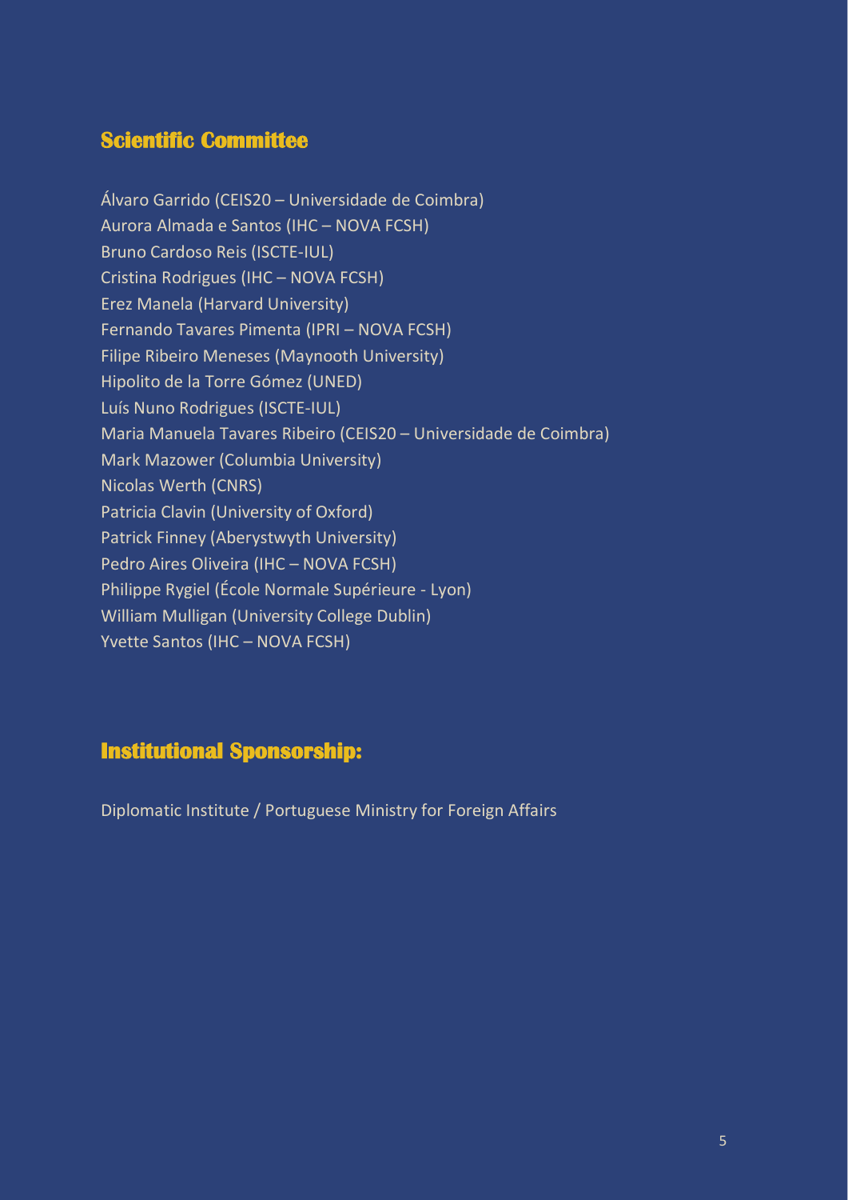## Scientific Committee

Álvaro Garrido (CEIS20 – Universidade de Coimbra)
Aurora Almada e Santos (IHC – NOVA FCSH)
Bruno Cardoso Reis (ISCTE-IUL)
Cristina Rodrigues (IHC – NOVA FCSH)
Erez Manela (Harvard University)
Fernando Tavares Pimenta (IPRI – NOVA FCSH)
Filipe Ribeiro Meneses (Maynooth University)
Hipolito de la Torre Gómez (UNED)
Luís Nuno Rodrigues (ISCTE-IUL)
Maria Manuela Tavares Ribeiro (CEIS20 – Universidade de Coimbra)
Mark Mazower (Columbia University)
Nicolas Werth (CNRS)
Patricia Clavin (University of Oxford)
Patrick Finney (Aberystwyth University)
Pedro Aires Oliveira (IHC – NOVA FCSH)
Philippe Rygiel (École Normale Supérieure - Lyon)
William Mulligan (University College Dublin)
Yvette Santos (IHC – NOVA FCSH)

## Institutional Sponsorship:

Diplomatic Institute / Portuguese Ministry for Foreign Affairs